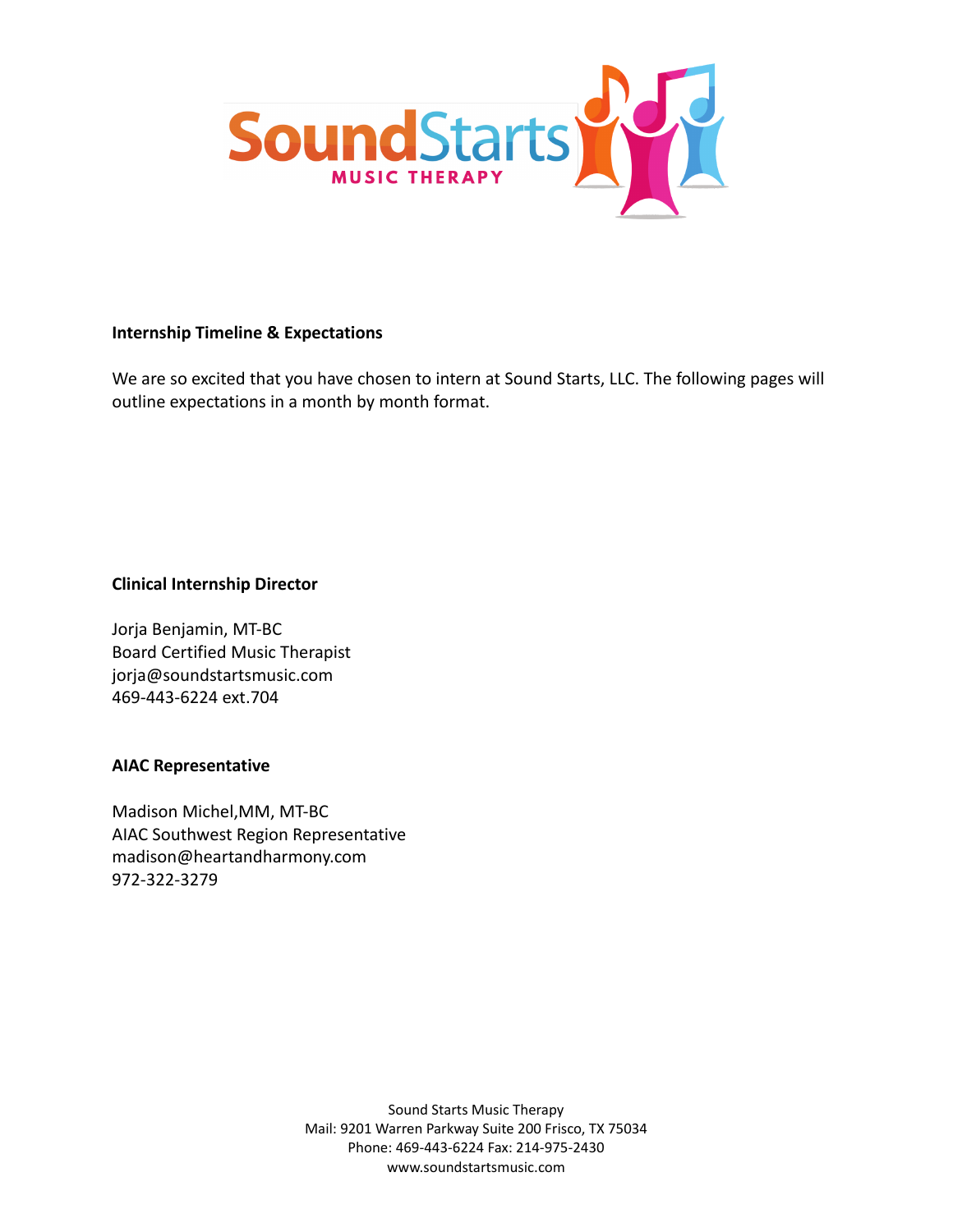**Internship Timeline & Expectations**

We are so excited that you have chosen to intern at Sound Starts, LLC. The following pages will outline expectations in a month by month format.

**Clinical Internship Director**

Jorja Benjamin, MT-BC
Board Certified Music Therapist
jorja@soundstartsmusic.com
469-443-6224 ext.704

**AIAC Representative**

Madison Michel,MM, MT-BC
AIAC Southwest Region Representative
madison@heartandharmony.com
972-322-3279

Sound Starts Music Therapy
Mail: 9201 Warren Parkway Suite 200 Frisco, TX 75034
Phone: 469-443-6224 Fax: 214-975-2430
www.soundstartsmusic.com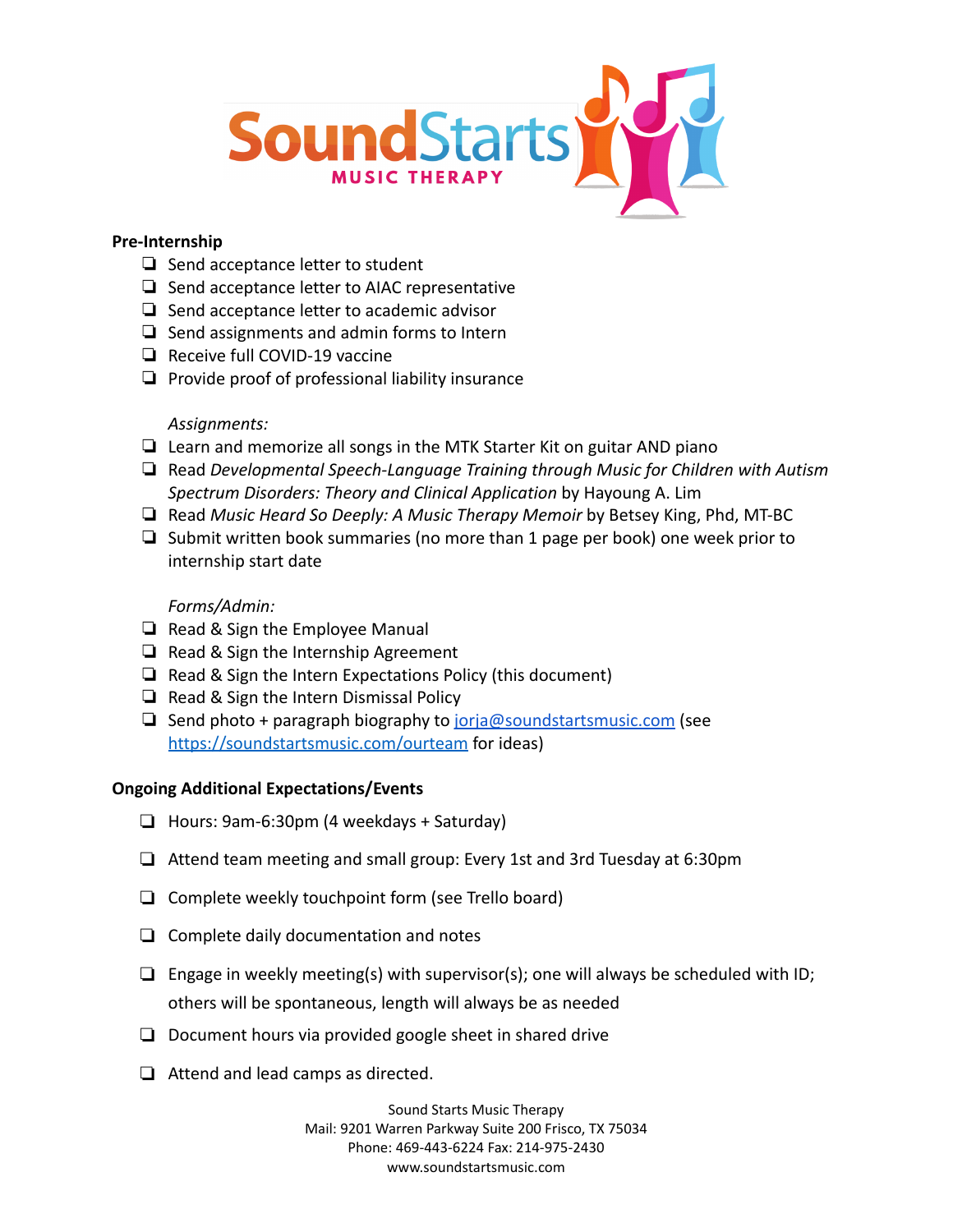**Pre-Internship**

- [ ] Send acceptance letter to student
- [ ] Send acceptance letter to AIAC representative
- [ ] Send acceptance letter to academic advisor
- [ ] Send assignments and admin forms to Intern
- [ ] Receive full COVID-19 vaccine
- [ ] Provide proof of professional liability insurance

*Assignments:*

- [ ] Learn and memorize all songs in the MTK Starter Kit on guitar AND piano
- [ ] Read *Developmental Speech-Language Training through Music for Children with Autism Spectrum Disorders: Theory and Clinical Application* by Hayoung A. Lim
- [ ] Read *Music Heard So Deeply: A Music Therapy Memoir* by Betsey King, Phd, MT-BC
- [ ] Submit written book summaries (no more than 1 page per book) one week prior to internship start date

*Forms/Admin:*

- [ ] Read & Sign the Employee Manual
- [ ] Read & Sign the Internship Agreement
- [ ] Read & Sign the Intern Expectations Policy (this document)
- [ ] Read & Sign the Intern Dismissal Policy
- [ ] Send photo + paragraph biography to jorja@soundstartsmusic.com (see https://soundstartsmusic.com/ourteam for ideas)

**Ongoing Additional Expectations/Events**

- [ ] Hours: 9am-6:30pm (4 weekdays + Saturday)
- [ ] Attend team meeting and small group: Every 1st and 3rd Tuesday at 6:30pm
- [ ] Complete weekly touchpoint form (see Trello board)
- [ ] Complete daily documentation and notes
- [ ] Engage in weekly meeting(s) with supervisor(s); one will always be scheduled with ID; others will be spontaneous, length will always be as needed
- [ ] Document hours via provided google sheet in shared drive
- [ ] Attend and lead camps as directed.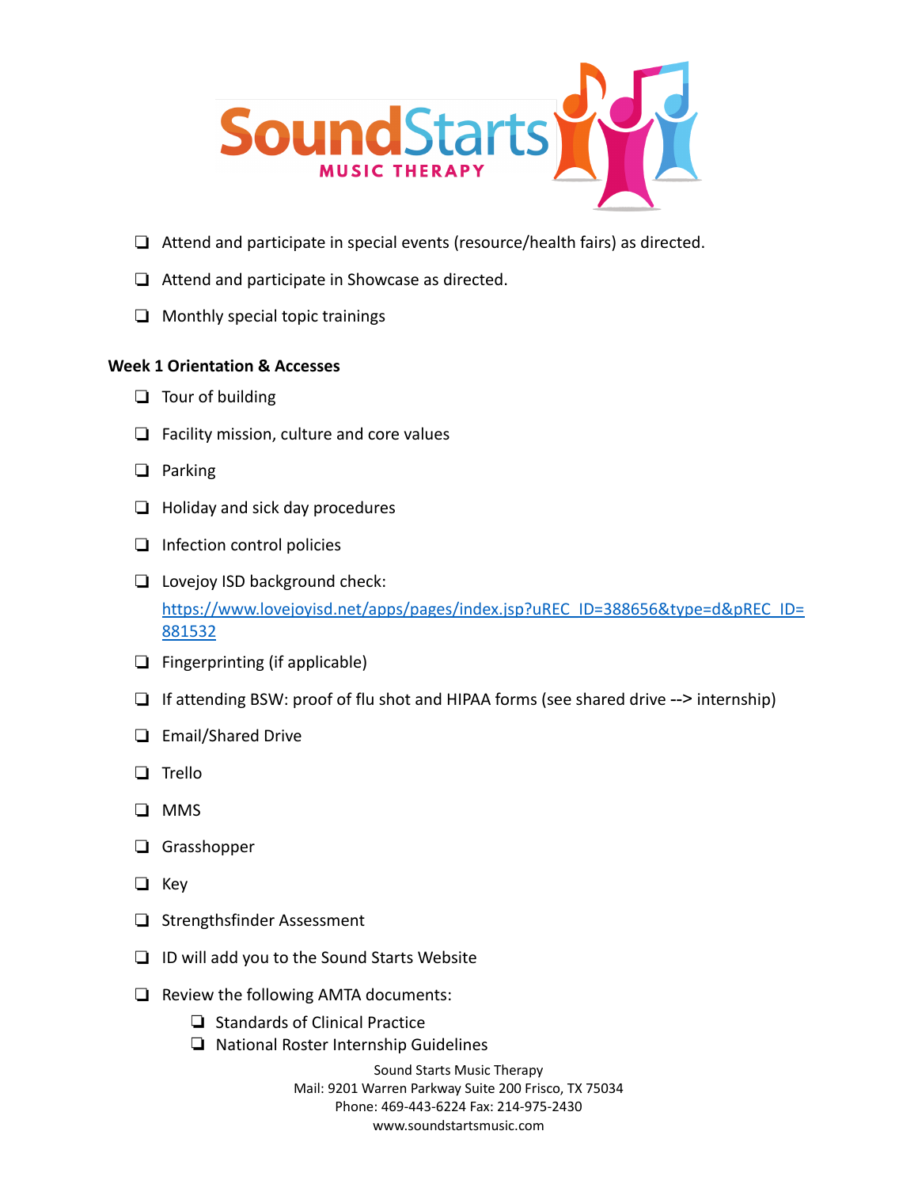- [ ] Attend and participate in special events (resource/health fairs) as directed.
- [ ] Attend and participate in Showcase as directed.
- [ ] Monthly special topic trainings

**Week 1 Orientation & Accesses**

- [ ] Tour of building
- [ ] Facility mission, culture and core values
- [ ] Parking
- [ ] Holiday and sick day procedures
- [ ] Infection control policies
- [ ] Lovejoy ISD background check: https://www.lovejoyisd.net/apps/pages/index.jsp?uREC_ID=388656&type=d&pREC_ID=881532
- [ ] Fingerprinting (if applicable)
- [ ] If attending BSW: proof of flu shot and HIPAA forms (see shared drive --> internship)
- [ ] Email/Shared Drive
- [ ] Trello
- [ ] MMS
- [ ] Grasshopper
- [ ] Key
- [ ] Strengthsfinder Assessment
- [ ] ID will add you to the Sound Starts Website
- [ ] Review the following AMTA documents:
    - [ ] Standards of Clinical Practice
    - [ ] National Roster Internship Guidelines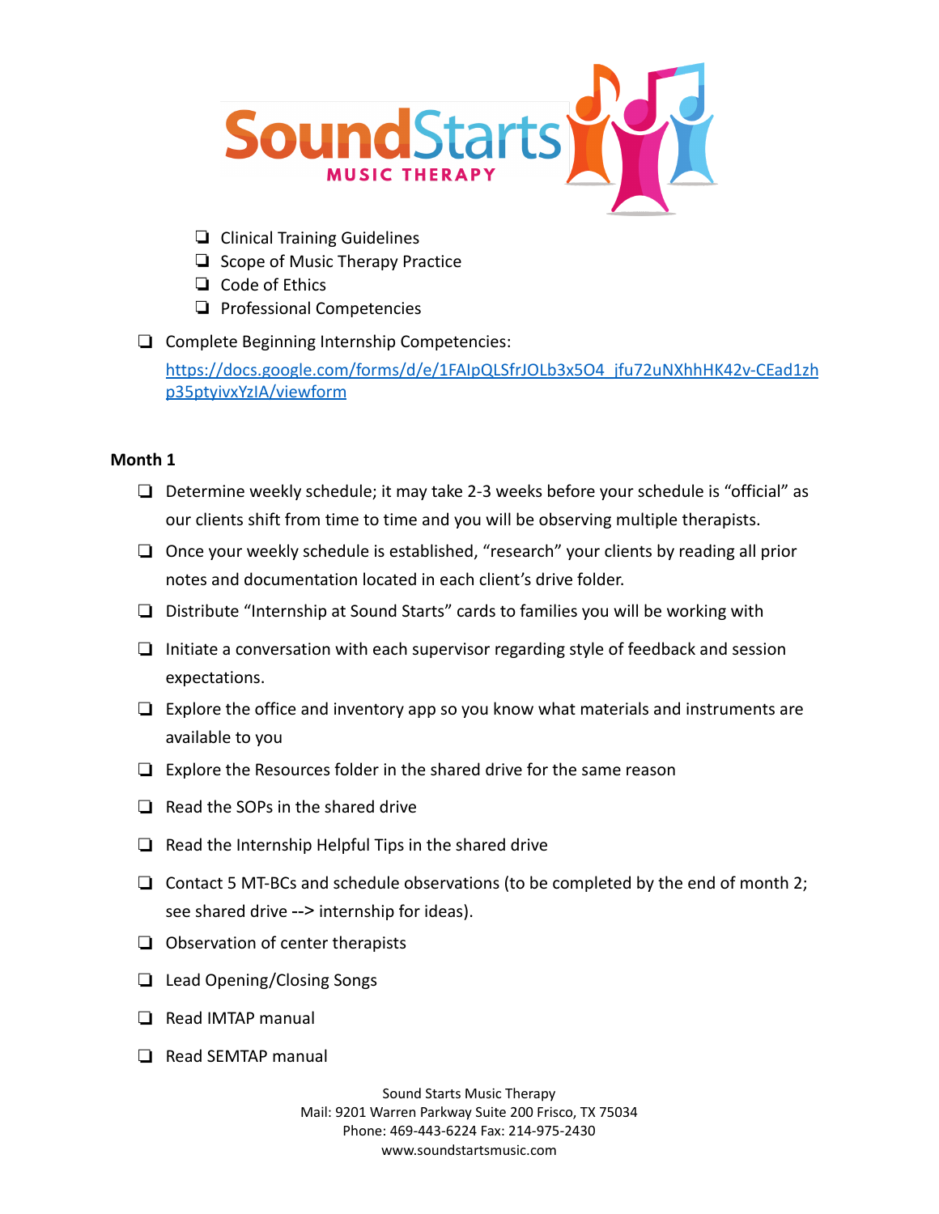- ❑ Clinical Training Guidelines
- ❑ Scope of Music Therapy Practice
- ❑ Code of Ethics
- ❑ Professional Competencies

- ❑ Complete Beginning Internship Competencies: https://docs.google.com/forms/d/e/1FAIpQLSfrJOLb3x5O4_jfu72uNXhhHK42v-CEad1zhp35ptyivxYzIA/viewform

**Month 1**

- ❑ Determine weekly schedule; it may take 2-3 weeks before your schedule is "official" as our clients shift from time to time and you will be observing multiple therapists.
- ❑ Once your weekly schedule is established, "research" your clients by reading all prior notes and documentation located in each client's drive folder.
- ❑ Distribute "Internship at Sound Starts" cards to families you will be working with
- ❑ Initiate a conversation with each supervisor regarding style of feedback and session expectations.
- ❑ Explore the office and inventory app so you know what materials and instruments are available to you
- ❑ Explore the Resources folder in the shared drive for the same reason
- ❑ Read the SOPs in the shared drive
- ❑ Read the Internship Helpful Tips in the shared drive
- ❑ Contact 5 MT-BCs and schedule observations (to be completed by the end of month 2; see shared drive --> internship for ideas).
- ❑ Observation of center therapists
- ❑ Lead Opening/Closing Songs
- ❑ Read IMTAP manual
- ❑ Read SEMTAP manual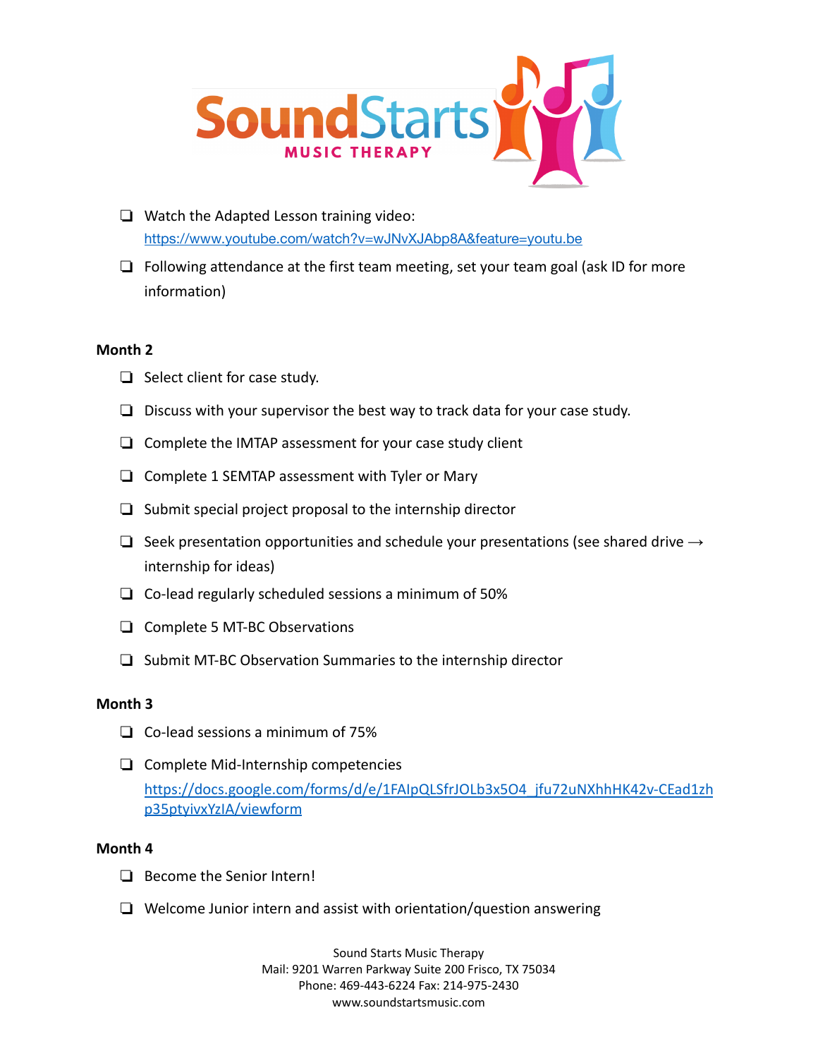- [ ] Watch the Adapted Lesson training video: https://www.youtube.com/watch?v=wJNvXJAbp8A&feature=youtu.be
- [ ] Following attendance at the first team meeting, set your team goal (ask ID for more information)

**Month 2**

- [ ] Select client for case study.
- [ ] Discuss with your supervisor the best way to track data for your case study.
- [ ] Complete the IMTAP assessment for your case study client
- [ ] Complete 1 SEMTAP assessment with Tyler or Mary
- [ ] Submit special project proposal to the internship director
- [ ] Seek presentation opportunities and schedule your presentations (see shared drive → internship for ideas)
- [ ] Co-lead regularly scheduled sessions a minimum of 50%
- [ ] Complete 5 MT-BC Observations
- [ ] Submit MT-BC Observation Summaries to the internship director

**Month 3**

- [ ] Co-lead sessions a minimum of 75%
- [ ] Complete Mid-Internship competencies https://docs.google.com/forms/d/e/1FAIpQLSfrJOLb3x5O4_jfu72uNXhhHK42v-CEad1zhp35ptyivxYzIA/viewform

**Month 4**

- [ ] Become the Senior Intern!
- [ ] Welcome Junior intern and assist with orientation/question answering

Sound Starts Music Therapy
Mail: 9201 Warren Parkway Suite 200 Frisco, TX 75034
Phone: 469-443-6224 Fax: 214-975-2430
www.soundstartsmusic.com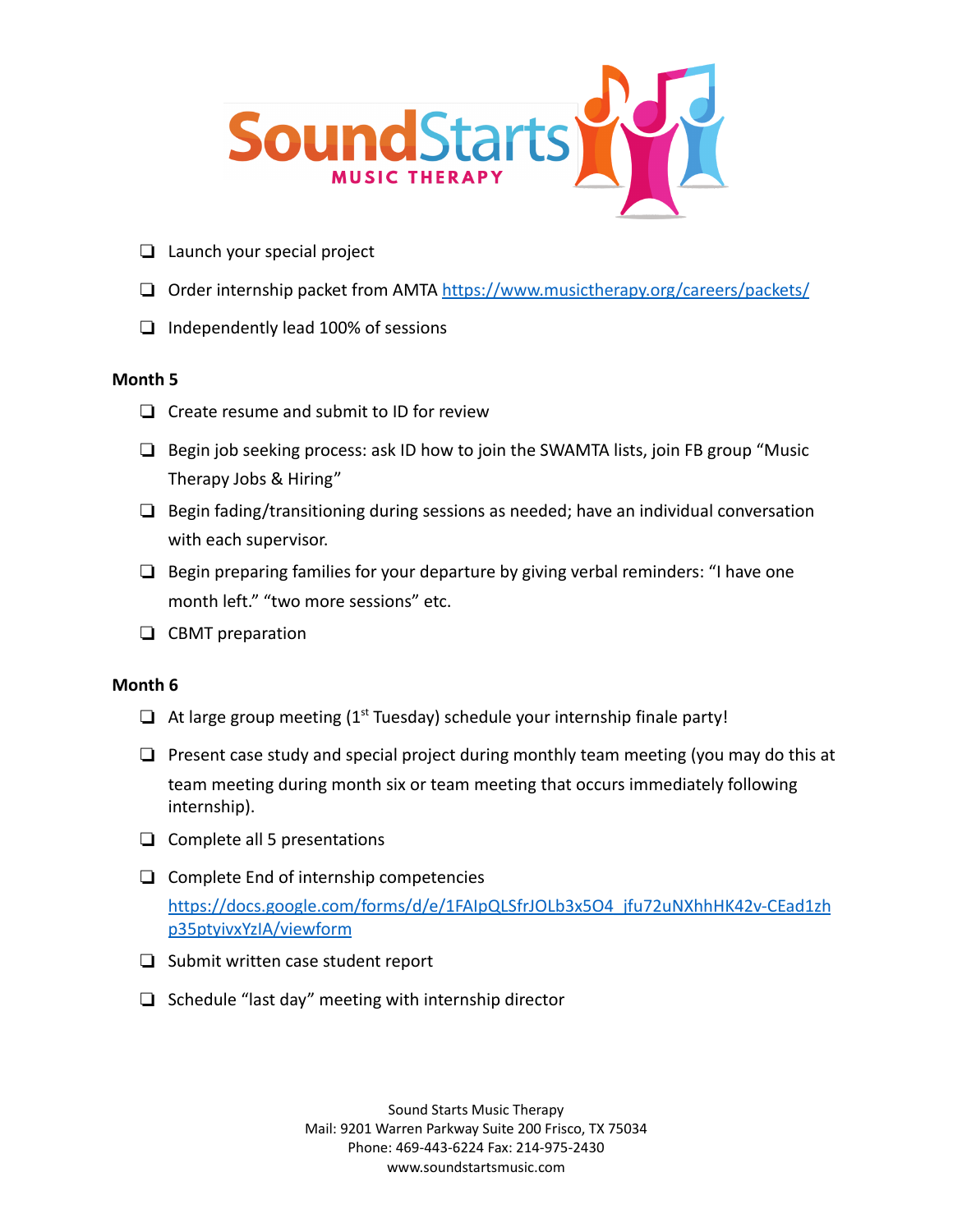- [ ] Launch your special project
- [ ] Order internship packet from AMTA https://www.musictherapy.org/careers/packets/
- [ ] Independently lead 100% of sessions

**Month 5**

- [ ] Create resume and submit to ID for review
- [ ] Begin job seeking process: ask ID how to join the SWAMTA lists, join FB group “Music Therapy Jobs & Hiring”
- [ ] Begin fading/transitioning during sessions as needed; have an individual conversation with each supervisor.
- [ ] Begin preparing families for your departure by giving verbal reminders: “I have one month left.” “two more sessions” etc.
- [ ] CBMT preparation

**Month 6**

- [ ] At large group meeting (1st Tuesday) schedule your internship finale party!
- [ ] Present case study and special project during monthly team meeting (you may do this at team meeting during month six or team meeting that occurs immediately following internship).
- [ ] Complete all 5 presentations
- [ ] Complete End of internship competencies https://docs.google.com/forms/d/e/1FAIpQLSfrJOLb3x5O4_jfu72uNXhhHK42v-CEad1zhp35ptyivxYzIA/viewform
- [ ] Submit written case student report
- [ ] Schedule “last day” meeting with internship director

Sound Starts Music Therapy
Mail: 9201 Warren Parkway Suite 200 Frisco, TX 75034
Phone: 469-443-6224 Fax: 214-975-2430
www.soundstartsmusic.com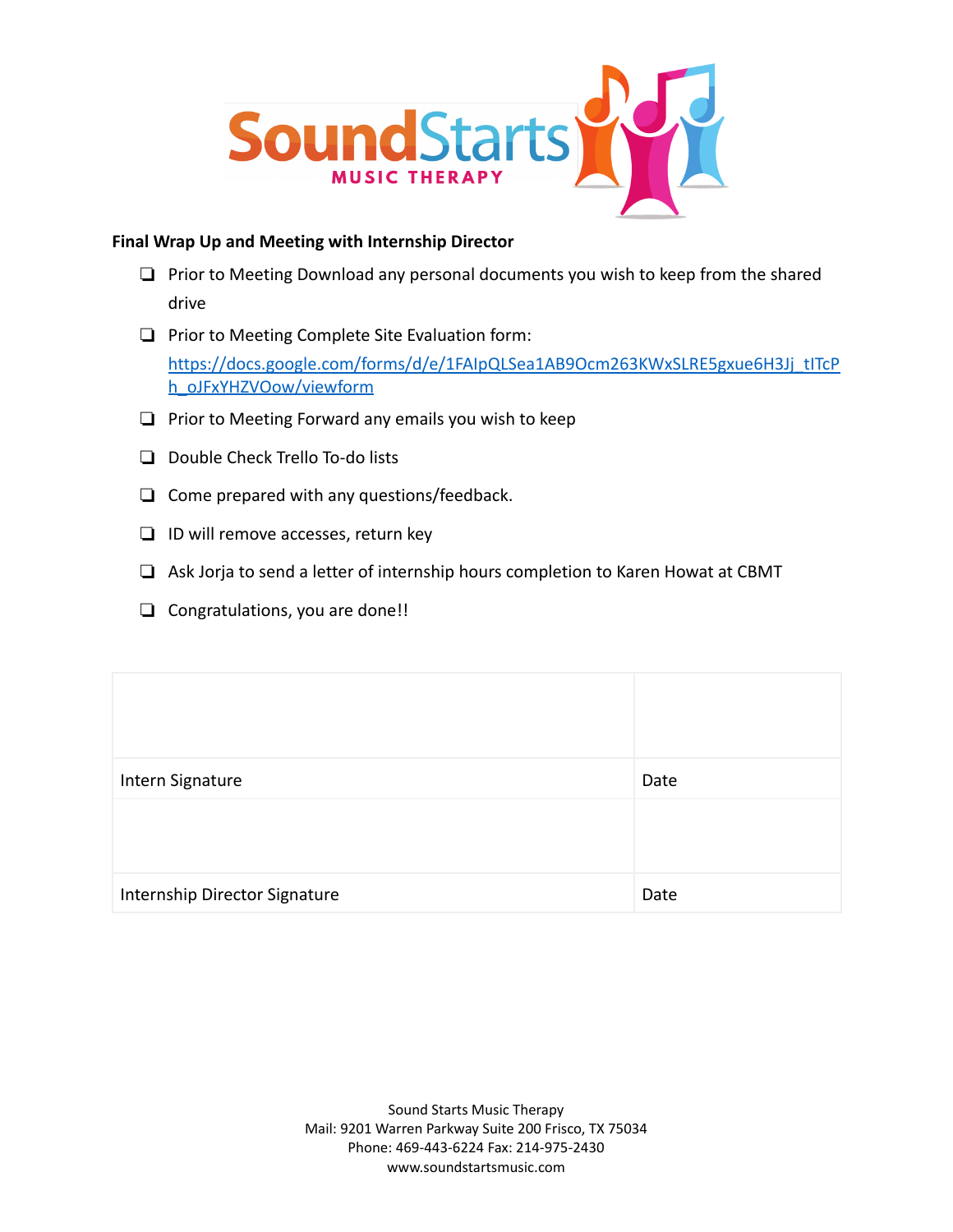**Final Wrap Up and Meeting with Internship Director**

- ❏ Prior to Meeting Download any personal documents you wish to keep from the shared drive
- ❏ Prior to Meeting Complete Site Evaluation form: https://docs.google.com/forms/d/e/1FAIpQLSea1AB9Ocm263KWxSLRE5gxue6H3Jj_tITcPh_oJFxYHZVOow/viewform
- ❏ Prior to Meeting Forward any emails you wish to keep
- ❏ Double Check Trello To-do lists
- ❏ Come prepared with any questions/feedback.
- ❏ ID will remove accesses, return key
- ❏ Ask Jorja to send a letter of internship hours completion to Karen Howat at CBMT
- ❏ Congratulations, you are done!!

| | |
|---|---|
| | |
| Intern Signature | Date |
| | |
| Internship Director Signature | Date |

Sound Starts Music Therapy
Mail: 9201 Warren Parkway Suite 200 Frisco, TX 75034
Phone: 469-443-6224 Fax: 214-975-2430
www.soundstartsmusic.com